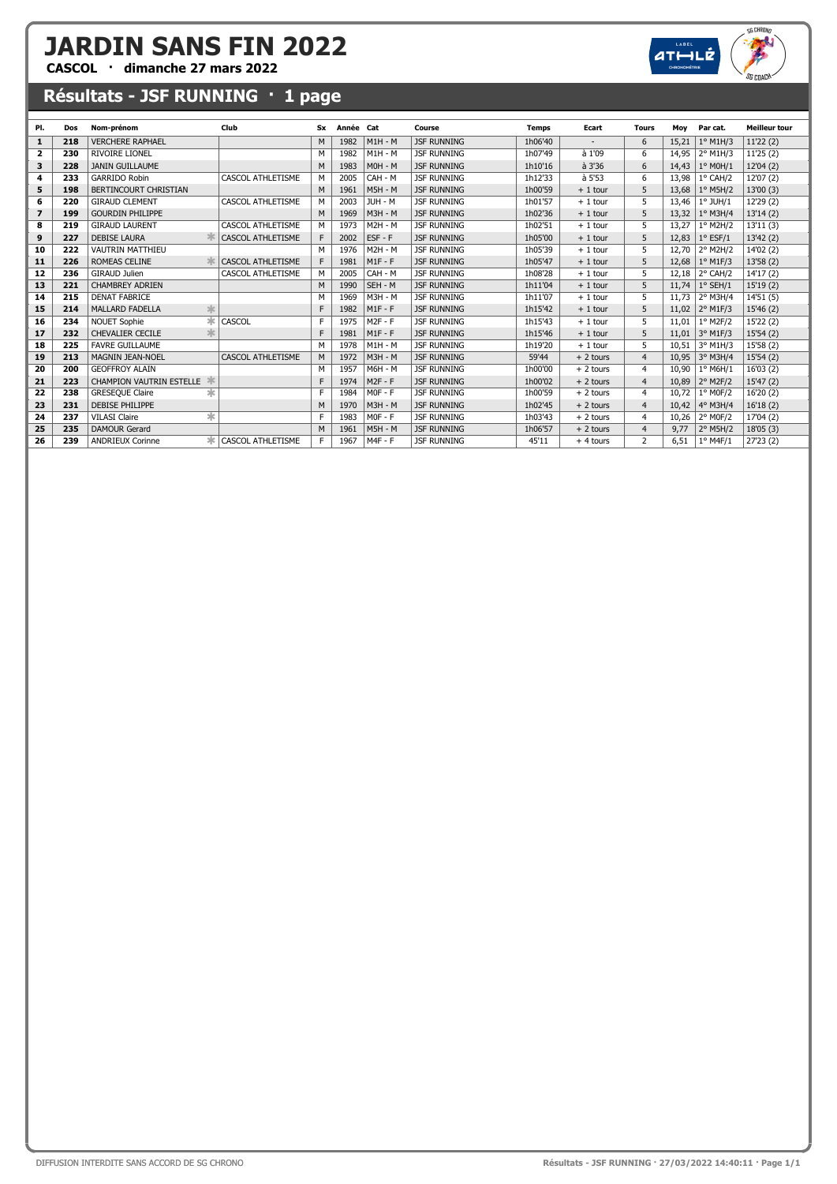# JARDIN SANS FIN 2022

**CASCOL · dimanche 27 mars 2022**

## Résultats - JSF RUNNING · 1 page

| Pl. | Dos | Nom-prénom | Club | Sx | Année | Cat | Course | Temps | Ecart | Tours | Moy | Par cat. | Meilleur tour |
|---|---|---|---|---|---|---|---|---|---|---|---|---|---|
| 1 | 218 | VERCHERE RAPHAEL | | M | 1982 | M1H - M | JSF RUNNING | 1h06'40 | - | 6 | 15,21 | 1° M1H/3 | 11'22 (2) |
| 2 | 230 | RIVOIRE LIONEL | | M | 1982 | M1H - M | JSF RUNNING | 1h07'49 | à 1'09 | 6 | 14,95 | 2° M1H/3 | 11'25 (2) |
| 3 | 228 | JANIN GUILLAUME | | M | 1983 | M0H - M | JSF RUNNING | 1h10'16 | à 3'36 | 6 | 14,43 | 1° M0H/1 | 12'04 (2) |
| 4 | 233 | GARRIDO Robin | CASCOL ATHLETISME | M | 2005 | CAH - M | JSF RUNNING | 1h12'33 | à 5'53 | 6 | 13,98 | 1° CAH/2 | 12'07 (2) |
| 5 | 198 | BERTINCOURT CHRISTIAN | | M | 1961 | M5H - M | JSF RUNNING | 1h00'59 | + 1 tour | 5 | 13,68 | 1° M5H/2 | 13'00 (3) |
| 6 | 220 | GIRAUD CLEMENT | CASCOL ATHLETISME | M | 2003 | JUH - M | JSF RUNNING | 1h01'57 | + 1 tour | 5 | 13,46 | 1° JUH/1 | 12'29 (2) |
| 7 | 199 | GOURDIN PHILIPPE | | M | 1969 | M3H - M | JSF RUNNING | 1h02'36 | + 1 tour | 5 | 13,32 | 1° M3H/4 | 13'14 (2) |
| 8 | 219 | GIRAUD LAURENT | CASCOL ATHLETISME | M | 1973 | M2H - M | JSF RUNNING | 1h02'51 | + 1 tour | 5 | 13,27 | 1° M2H/2 | 13'11 (3) |
| 9 | 227 | DEBISE LAURA * | CASCOL ATHLETISME | F | 2002 | ESF - F | JSF RUNNING | 1h05'00 | + 1 tour | 5 | 12,83 | 1° ESF/1 | 13'42 (2) |
| 10 | 222 | VAUTRIN MATTHIEU | | M | 1976 | M2H - M | JSF RUNNING | 1h05'39 | + 1 tour | 5 | 12,70 | 2° M2H/2 | 14'02 (2) |
| 11 | 226 | ROMEAS CELINE * | CASCOL ATHLETISME | F | 1981 | M1F - F | JSF RUNNING | 1h05'47 | + 1 tour | 5 | 12,68 | 1° M1F/3 | 13'58 (2) |
| 12 | 236 | GIRAUD Julien | CASCOL ATHLETISME | M | 2005 | CAH - M | JSF RUNNING | 1h08'28 | + 1 tour | 5 | 12,18 | 2° CAH/2 | 14'17 (2) |
| 13 | 221 | CHAMBREY ADRIEN | | M | 1990 | SEH - M | JSF RUNNING | 1h11'04 | + 1 tour | 5 | 11,74 | 1° SEH/1 | 15'19 (2) |
| 14 | 215 | DENAT FABRICE | | M | 1969 | M3H - M | JSF RUNNING | 1h11'07 | + 1 tour | 5 | 11,73 | 2° M3H/4 | 14'51 (5) |
| 15 | 214 | MALLARD FADELLA * | | F | 1982 | M1F - F | JSF RUNNING | 1h15'42 | + 1 tour | 5 | 11,02 | 2° M1F/3 | 15'46 (2) |
| 16 | 234 | NOUET Sophie * | CASCOL | F | 1975 | M2F - F | JSF RUNNING | 1h15'43 | + 1 tour | 5 | 11,01 | 1° M2F/2 | 15'22 (2) |
| 17 | 232 | CHEVALIER CECILE * | | F | 1981 | M1F - F | JSF RUNNING | 1h15'46 | + 1 tour | 5 | 11,01 | 3° M1F/3 | 15'54 (2) |
| 18 | 225 | FAVRE GUILLAUME | | M | 1978 | M1H - M | JSF RUNNING | 1h19'20 | + 1 tour | 5 | 10,51 | 3° M1H/3 | 15'58 (2) |
| 19 | 213 | MAGNIN JEAN-NOEL | CASCOL ATHLETISME | M | 1972 | M3H - M | JSF RUNNING | 59'44 | + 2 tours | 4 | 10,95 | 3° M3H/4 | 15'54 (2) |
| 20 | 200 | GEOFFROY ALAIN | | M | 1957 | M6H - M | JSF RUNNING | 1h00'00 | + 2 tours | 4 | 10,90 | 1° M6H/1 | 16'03 (2) |
| 21 | 223 | CHAMPION VAUTRIN ESTELLE * | | F | 1974 | M2F - F | JSF RUNNING | 1h00'02 | + 2 tours | 4 | 10,89 | 2° M2F/2 | 15'47 (2) |
| 22 | 238 | GRESEQUE Claire * | | F | 1984 | M0F - F | JSF RUNNING | 1h00'59 | + 2 tours | 4 | 10,72 | 1° M0F/2 | 16'20 (2) |
| 23 | 231 | DEBISE PHILIPPE | | M | 1970 | M3H - M | JSF RUNNING | 1h02'45 | + 2 tours | 4 | 10,42 | 4° M3H/4 | 16'18 (2) |
| 24 | 237 | VILASI Claire * | | F | 1983 | M0F - F | JSF RUNNING | 1h03'43 | + 2 tours | 4 | 10,26 | 2° M0F/2 | 17'04 (2) |
| 25 | 235 | DAMOUR Gerard | | M | 1961 | M5H - M | JSF RUNNING | 1h06'57 | + 2 tours | 4 | 9,77 | 2° M5H/2 | 18'05 (3) |
| 26 | 239 | ANDRIEUX Corinne * | CASCOL ATHLETISME | F | 1967 | M4F - F | JSF RUNNING | 45'11 | + 4 tours | 2 | 6,51 | 1° M4F/1 | 27'23 (2) |

DIFFUSION INTERDITE SANS ACCORD DE SG CHRONO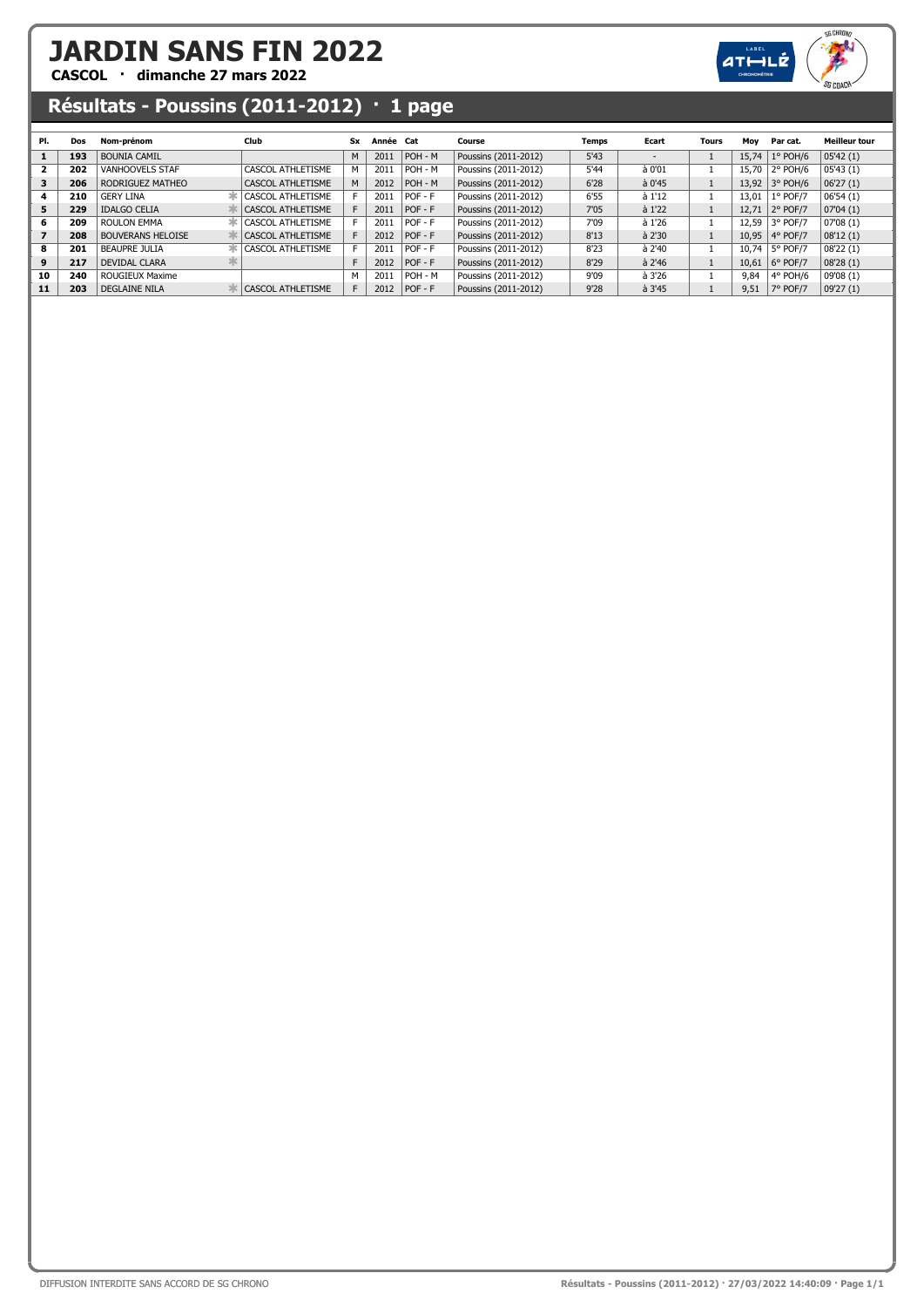# JARDIN SANS FIN 2022

**CASCOL · dimanche 27 mars 2022**

## Résultats - Poussins (2011-2012) · 1 page

| Pl. | Dos | Nom-prénom | | Club | Sx | Année | Cat | Course | Temps | Ecart | Tours | Moy | Par cat. | Meilleur tour |
|---|---|---|---|---|---|---|---|---|---|---|---|---|---|---|
| 1 | 193 | BOUNIA CAMIL | | | M | 2011 | POH - M | Poussins (2011-2012) | 5'43 | - | 1 | 15,74 | 1° POH/6 | 05'42 (1) |
| 2 | 202 | VANHOOVELS STAF | | CASCOL ATHLETISME | M | 2011 | POH - M | Poussins (2011-2012) | 5'44 | à 0'01 | 1 | 15,70 | 2° POH/6 | 05'43 (1) |
| 3 | 206 | RODRIGUEZ MATHEO | | CASCOL ATHLETISME | M | 2012 | POH - M | Poussins (2011-2012) | 6'28 | à 0'45 | 1 | 13,92 | 3° POH/6 | 06'27 (1) |
| 4 | 210 | GERY LINA | * | CASCOL ATHLETISME | F | 2011 | POF - F | Poussins (2011-2012) | 6'55 | à 1'12 | 1 | 13,01 | 1° POF/7 | 06'54 (1) |
| 5 | 229 | IDALGO CELIA | * | CASCOL ATHLETISME | F | 2011 | POF - F | Poussins (2011-2012) | 7'05 | à 1'22 | 1 | 12,71 | 2° POF/7 | 07'04 (1) |
| 6 | 209 | ROULON EMMA | * | CASCOL ATHLETISME | F | 2011 | POF - F | Poussins (2011-2012) | 7'09 | à 1'26 | 1 | 12,59 | 3° POF/7 | 07'08 (1) |
| 7 | 208 | BOUVERANS HELOISE | * | CASCOL ATHLETISME | F | 2012 | POF - F | Poussins (2011-2012) | 8'13 | à 2'30 | 1 | 10,95 | 4° POF/7 | 08'12 (1) |
| 8 | 201 | BEAUPRE JULIA | * | CASCOL ATHLETISME | F | 2011 | POF - F | Poussins (2011-2012) | 8'23 | à 2'40 | 1 | 10,74 | 5° POF/7 | 08'22 (1) |
| 9 | 217 | DEVIDAL CLARA | * | | F | 2012 | POF - F | Poussins (2011-2012) | 8'29 | à 2'46 | 1 | 10,61 | 6° POF/7 | 08'28 (1) |
| 10 | 240 | ROUGIEUX Maxime | | | M | 2011 | POH - M | Poussins (2011-2012) | 9'09 | à 3'26 | 1 | 9,84 | 4° POH/6 | 09'08 (1) |
| 11 | 203 | DEGLAINE NILA | * | CASCOL ATHLETISME | F | 2012 | POF - F | Poussins (2011-2012) | 9'28 | à 3'45 | 1 | 9,51 | 7° POF/7 | 09'27 (1) |

DIFFUSION INTERDITE SANS ACCORD DE SG CHRONO

Résultats - Poussins (2011-2012) · 27/03/2022 14:40:09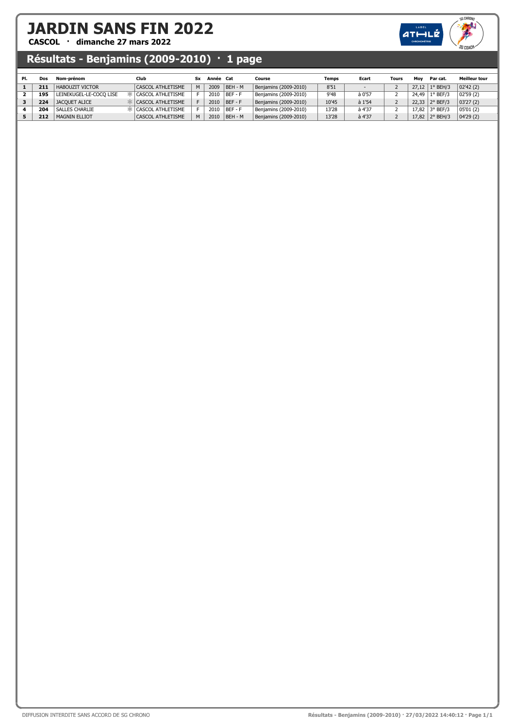# JARDIN SANS FIN 2022

**CASCOL · dimanche 27 mars 2022**

## Résultats - Benjamins (2009-2010) · 1 page

| Pl. | Dos | Nom-prénom | Club | Sx | Année | Cat | Course | Temps | Ecart | Tours | Moy | Par cat. | Meilleur tour |
|---|---|---|---|---|---|---|---|---|---|---|---|---|---|
| 1 | 211 | HABOUZIT VICTOR | CASCOL ATHLETISME | M | 2009 | BEH - M | Benjamins (2009-2010) | 8'51 | - | 2 | 27,12 | 1° BEH/3 | 02'42 (2) |
| 2 | 195 | LEINEKUGEL-LE-COCQ LISE | CASCOL ATHLETISME | F | 2010 | BEF - F | Benjamins (2009-2010) | 9'48 | à 0'57 | 2 | 24,49 | 1° BEF/3 | 02'59 (2) |
| 3 | 224 | JACQUET ALICE | CASCOL ATHLETISME | F | 2010 | BEF - F | Benjamins (2009-2010) | 10'45 | à 1'54 | 2 | 22,33 | 2° BEF/3 | 03'27 (2) |
| 4 | 204 | SALLES CHARLIE | CASCOL ATHLETISME | F | 2010 | BEF - F | Benjamins (2009-2010) | 13'28 | à 4'37 | 2 | 17,82 | 3° BEF/3 | 05'01 (2) |
| 5 | 212 | MAGNIN ELLIOT | CASCOL ATHLETISME | M | 2010 | BEH - M | Benjamins (2009-2010) | 13'28 | à 4'37 | 2 | 17,82 | 2° BEH/3 | 04'29 (2) |

DIFFUSION INTERDITE SANS ACCORD DE SG CHRONO

Résultats - Benjamins (2009-2010) · 27/03/2022 14:40:12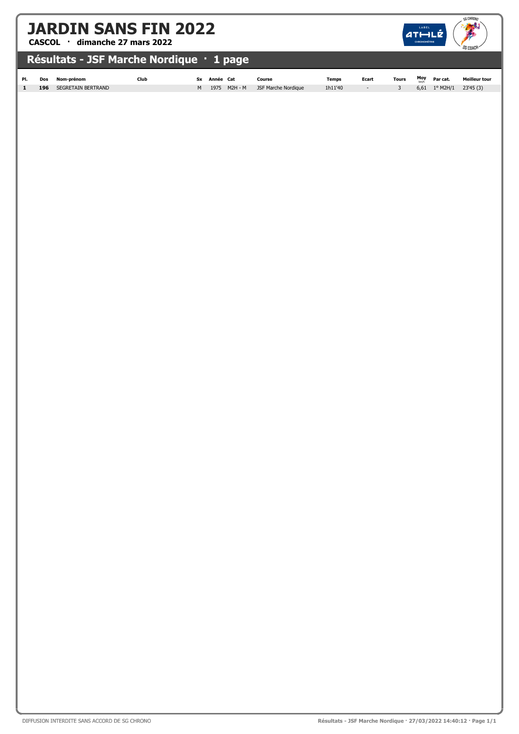# JARDIN SANS FIN 2022

**CASCOL · dimanche 27 mars 2022**

## Résultats - JSF Marche Nordique · 1 page

| Pl. | Dos | Nom-prénom | Club | Sx | Année | Cat | Course | Temps | Ecart | Tours | Moy km/h | Par cat. | Meilleur tour |
|---|---|---|---|---|---|---|---|---|---|---|---|---|---|
| 1 | 196 | SEGRETAIN BERTRAND | | M | 1975 | M2H - M | JSF Marche Nordique | 1h11'40 | - | 3 | 6,61 | 1° M2H/1 | 23'45 (3) |

DIFFUSION INTERDITE SANS ACCORD DE SG CHRONO

Résultats - JSF Marche Nordique · 27/03/2022 14:40:12